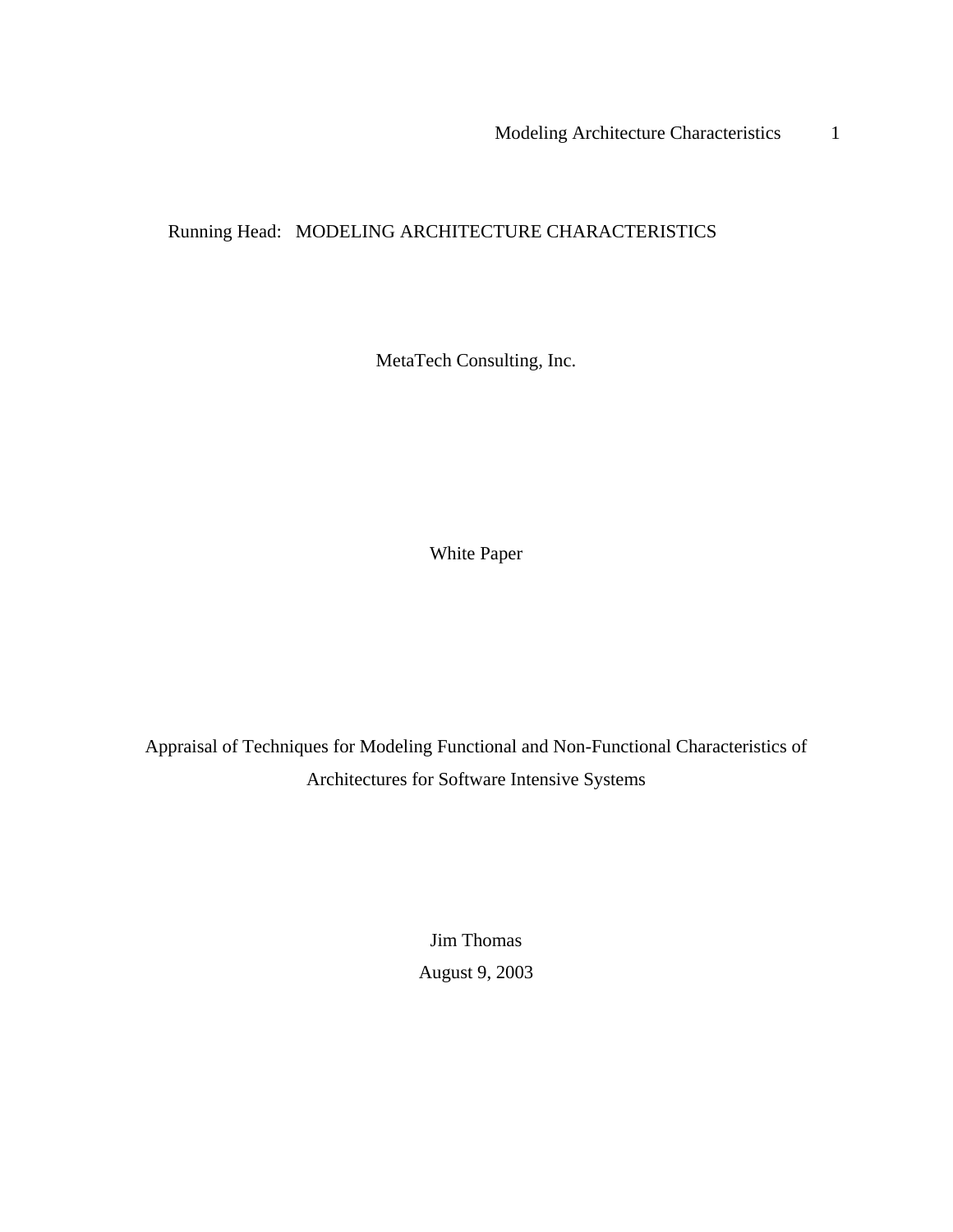Running Head: MODELING ARCHITECTURE CHARACTERISTICS

MetaTech Consulting, Inc.

White Paper

# Appraisal of Techniques for Modeling Functional and Non-Functional Characteristics of Architectures for Software Intensive Systems

Jim Thomas

August 9, 2003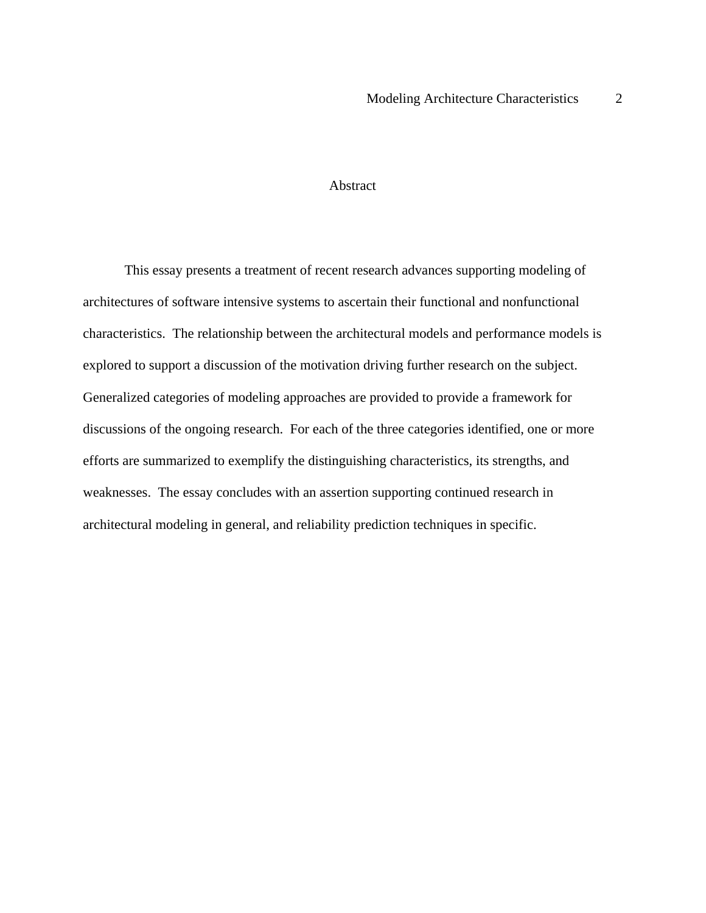# Abstract

This essay presents a treatment of recent research advances supporting modeling of architectures of software intensive systems to ascertain their functional and nonfunctional characteristics.  The relationship between the architectural models and performance models is explored to support a discussion of the motivation driving further research on the subject. Generalized categories of modeling approaches are provided to provide a framework for discussions of the ongoing research.  For each of the three categories identified, one or more efforts are summarized to exemplify the distinguishing characteristics, its strengths, and weaknesses.  The essay concludes with an assertion supporting continued research in architectural modeling in general, and reliability prediction techniques in specific.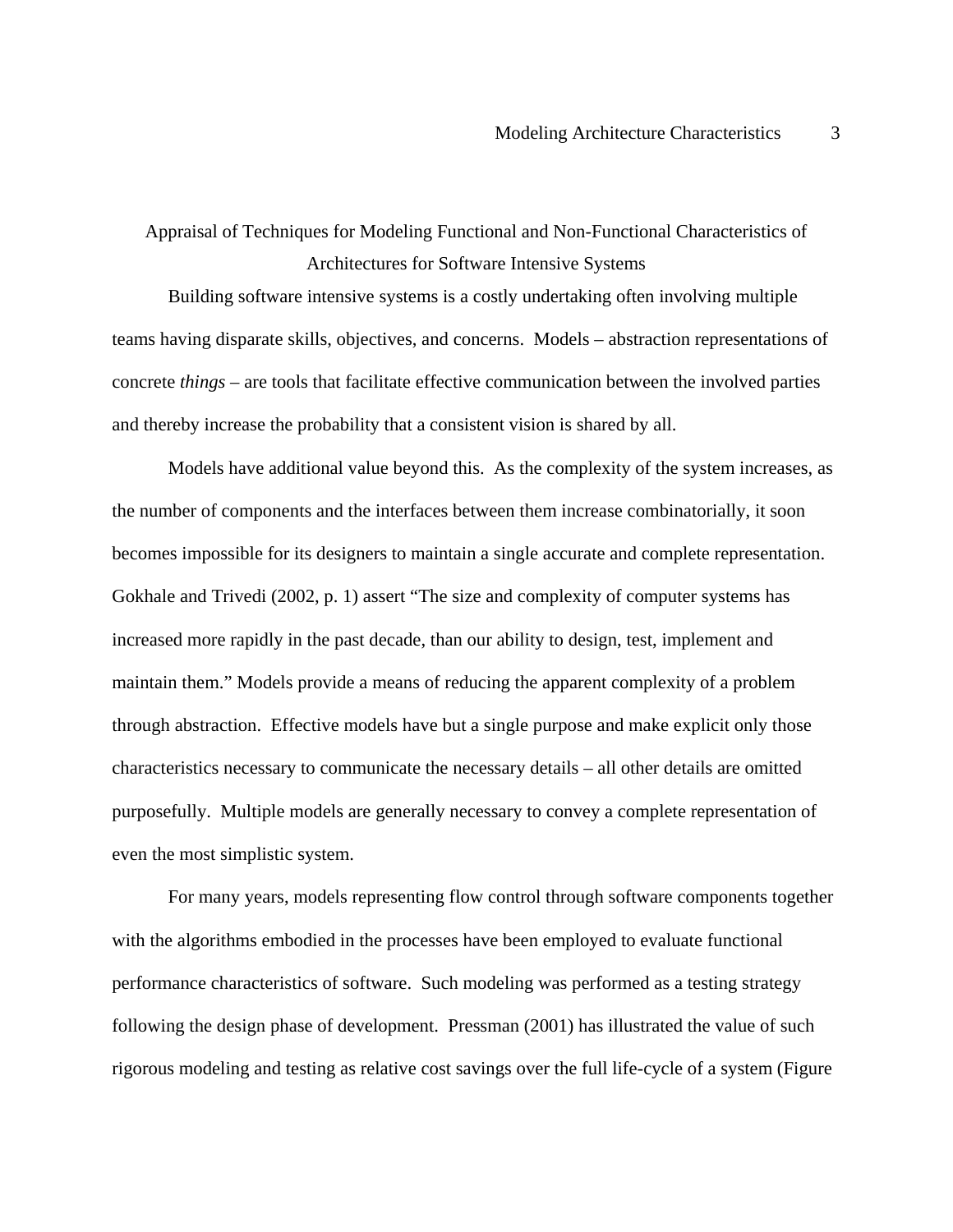# Appraisal of Techniques for Modeling Functional and Non-Functional Characteristics of Architectures for Software Intensive Systems

Building software intensive systems is a costly undertaking often involving multiple teams having disparate skills, objectives, and concerns. Models – abstraction representations of concrete *things* – are tools that facilitate effective communication between the involved parties and thereby increase the probability that a consistent vision is shared by all.

Models have additional value beyond this. As the complexity of the system increases, as the number of components and the interfaces between them increase combinatorially, it soon becomes impossible for its designers to maintain a single accurate and complete representation. Gokhale and Trivedi (2002, p. 1) assert "The size and complexity of computer systems has increased more rapidly in the past decade, than our ability to design, test, implement and maintain them." Models provide a means of reducing the apparent complexity of a problem through abstraction. Effective models have but a single purpose and make explicit only those characteristics necessary to communicate the necessary details – all other details are omitted purposefully. Multiple models are generally necessary to convey a complete representation of even the most simplistic system.

For many years, models representing flow control through software components together with the algorithms embodied in the processes have been employed to evaluate functional performance characteristics of software. Such modeling was performed as a testing strategy following the design phase of development. Pressman (2001) has illustrated the value of such rigorous modeling and testing as relative cost savings over the full life-cycle of a system (Figure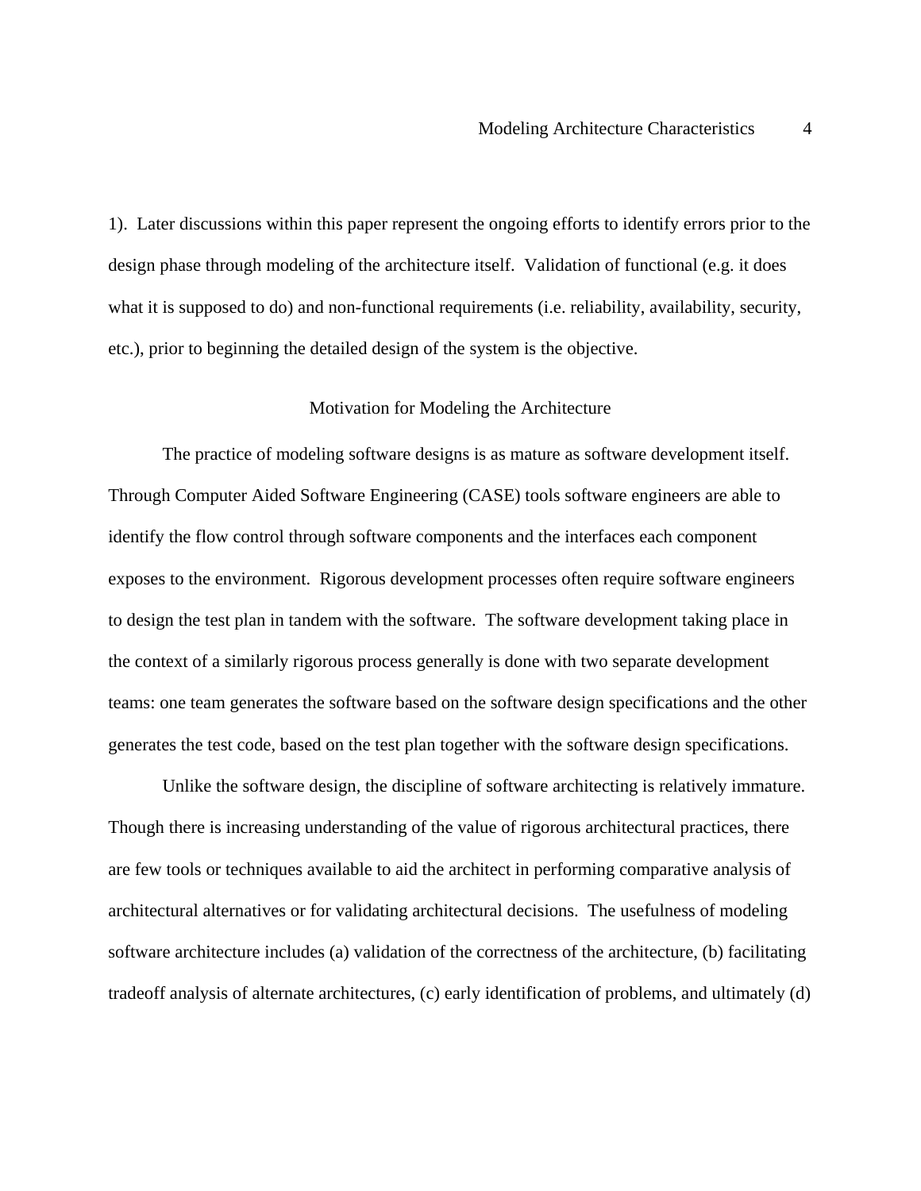1). Later discussions within this paper represent the ongoing efforts to identify errors prior to the design phase through modeling of the architecture itself. Validation of functional (e.g. it does what it is supposed to do) and non-functional requirements (i.e. reliability, availability, security, etc.), prior to beginning the detailed design of the system is the objective.

## Motivation for Modeling the Architecture

The practice of modeling software designs is as mature as software development itself. Through Computer Aided Software Engineering (CASE) tools software engineers are able to identify the flow control through software components and the interfaces each component exposes to the environment. Rigorous development processes often require software engineers to design the test plan in tandem with the software. The software development taking place in the context of a similarly rigorous process generally is done with two separate development teams: one team generates the software based on the software design specifications and the other generates the test code, based on the test plan together with the software design specifications.

Unlike the software design, the discipline of software architecting is relatively immature. Though there is increasing understanding of the value of rigorous architectural practices, there are few tools or techniques available to aid the architect in performing comparative analysis of architectural alternatives or for validating architectural decisions. The usefulness of modeling software architecture includes (a) validation of the correctness of the architecture, (b) facilitating tradeoff analysis of alternate architectures, (c) early identification of problems, and ultimately (d)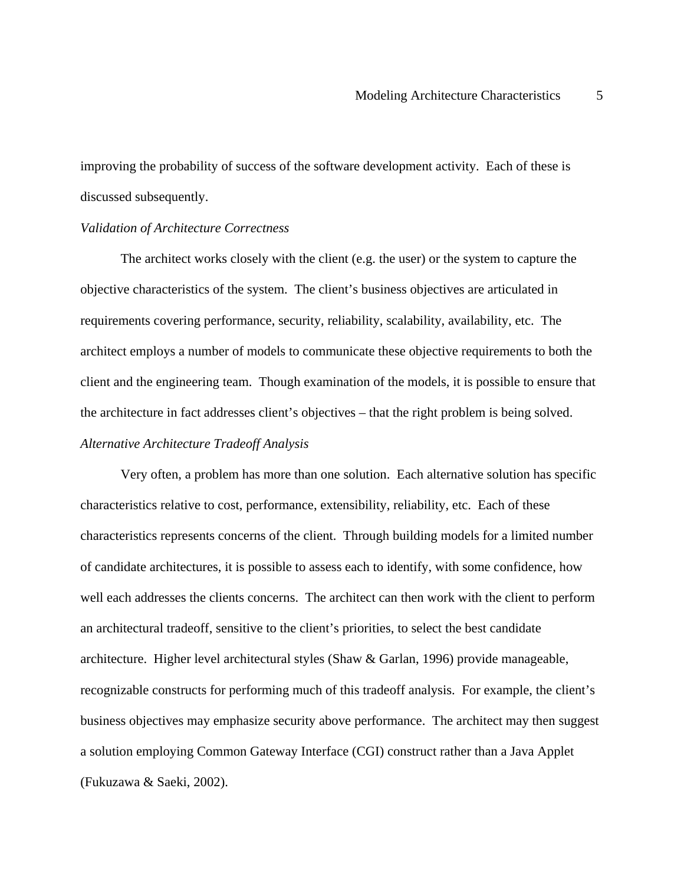improving the probability of success of the software development activity. Each of these is discussed subsequently.

*Validation of Architecture Correctness*

The architect works closely with the client (e.g. the user) or the system to capture the objective characteristics of the system. The client's business objectives are articulated in requirements covering performance, security, reliability, scalability, availability, etc. The architect employs a number of models to communicate these objective requirements to both the client and the engineering team. Though examination of the models, it is possible to ensure that the architecture in fact addresses client's objectives – that the right problem is being solved.

*Alternative Architecture Tradeoff Analysis*

Very often, a problem has more than one solution. Each alternative solution has specific characteristics relative to cost, performance, extensibility, reliability, etc. Each of these characteristics represents concerns of the client. Through building models for a limited number of candidate architectures, it is possible to assess each to identify, with some confidence, how well each addresses the clients concerns. The architect can then work with the client to perform an architectural tradeoff, sensitive to the client's priorities, to select the best candidate architecture. Higher level architectural styles (Shaw & Garlan, 1996) provide manageable, recognizable constructs for performing much of this tradeoff analysis. For example, the client's business objectives may emphasize security above performance. The architect may then suggest a solution employing Common Gateway Interface (CGI) construct rather than a Java Applet (Fukuzawa & Saeki, 2002).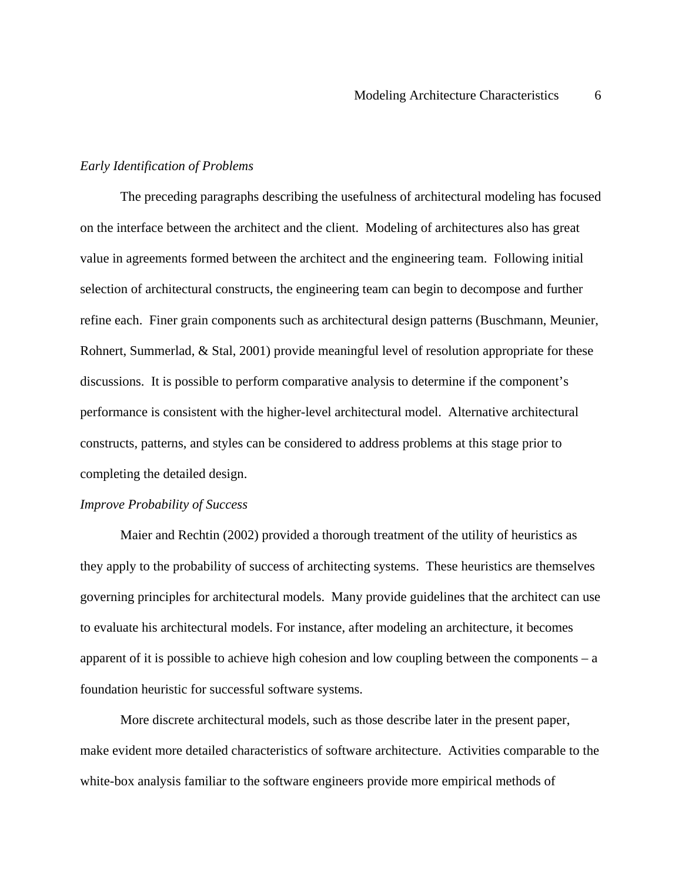*Early Identification of Problems*

The preceding paragraphs describing the usefulness of architectural modeling has focused on the interface between the architect and the client. Modeling of architectures also has great value in agreements formed between the architect and the engineering team. Following initial selection of architectural constructs, the engineering team can begin to decompose and further refine each. Finer grain components such as architectural design patterns (Buschmann, Meunier, Rohnert, Summerlad, & Stal, 2001) provide meaningful level of resolution appropriate for these discussions. It is possible to perform comparative analysis to determine if the component's performance is consistent with the higher-level architectural model. Alternative architectural constructs, patterns, and styles can be considered to address problems at this stage prior to completing the detailed design.

*Improve Probability of Success*

Maier and Rechtin (2002) provided a thorough treatment of the utility of heuristics as they apply to the probability of success of architecting systems. These heuristics are themselves governing principles for architectural models. Many provide guidelines that the architect can use to evaluate his architectural models. For instance, after modeling an architecture, it becomes apparent of it is possible to achieve high cohesion and low coupling between the components – a foundation heuristic for successful software systems.

More discrete architectural models, such as those describe later in the present paper, make evident more detailed characteristics of software architecture. Activities comparable to the white-box analysis familiar to the software engineers provide more empirical methods of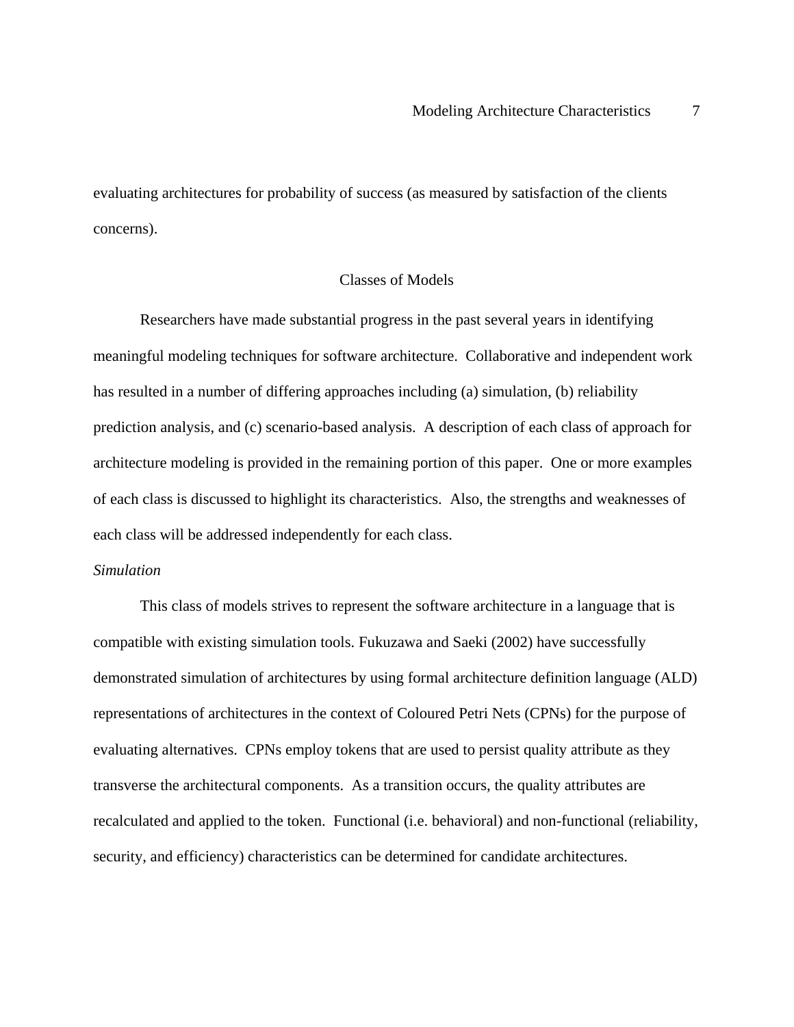evaluating architectures for probability of success (as measured by satisfaction of the clients concerns).

## Classes of Models

Researchers have made substantial progress in the past several years in identifying meaningful modeling techniques for software architecture. Collaborative and independent work has resulted in a number of differing approaches including (a) simulation, (b) reliability prediction analysis, and (c) scenario-based analysis. A description of each class of approach for architecture modeling is provided in the remaining portion of this paper. One or more examples of each class is discussed to highlight its characteristics. Also, the strengths and weaknesses of each class will be addressed independently for each class.

### *Simulation*

This class of models strives to represent the software architecture in a language that is compatible with existing simulation tools. Fukuzawa and Saeki (2002) have successfully demonstrated simulation of architectures by using formal architecture definition language (ALD) representations of architectures in the context of Coloured Petri Nets (CPNs) for the purpose of evaluating alternatives. CPNs employ tokens that are used to persist quality attribute as they transverse the architectural components. As a transition occurs, the quality attributes are recalculated and applied to the token. Functional (i.e. behavioral) and non-functional (reliability, security, and efficiency) characteristics can be determined for candidate architectures.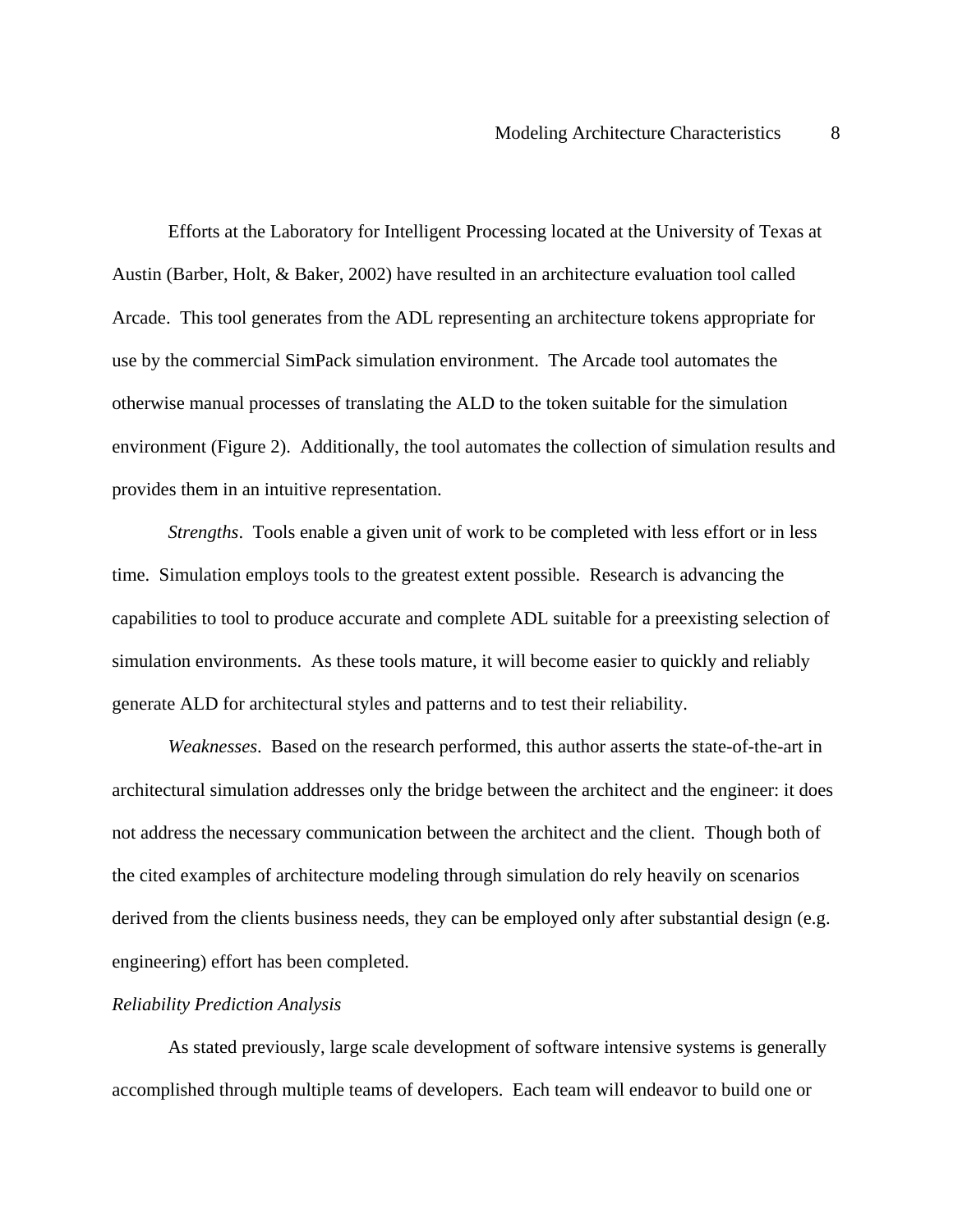Efforts at the Laboratory for Intelligent Processing located at the University of Texas at Austin (Barber, Holt, & Baker, 2002) have resulted in an architecture evaluation tool called Arcade. This tool generates from the ADL representing an architecture tokens appropriate for use by the commercial SimPack simulation environment. The Arcade tool automates the otherwise manual processes of translating the ALD to the token suitable for the simulation environment (Figure 2). Additionally, the tool automates the collection of simulation results and provides them in an intuitive representation.

*Strengths*. Tools enable a given unit of work to be completed with less effort or in less time. Simulation employs tools to the greatest extent possible. Research is advancing the capabilities to tool to produce accurate and complete ADL suitable for a preexisting selection of simulation environments. As these tools mature, it will become easier to quickly and reliably generate ALD for architectural styles and patterns and to test their reliability.

*Weaknesses*. Based on the research performed, this author asserts the state-of-the-art in architectural simulation addresses only the bridge between the architect and the engineer: it does not address the necessary communication between the architect and the client. Though both of the cited examples of architecture modeling through simulation do rely heavily on scenarios derived from the clients business needs, they can be employed only after substantial design (e.g. engineering) effort has been completed.

*Reliability Prediction Analysis*

As stated previously, large scale development of software intensive systems is generally accomplished through multiple teams of developers. Each team will endeavor to build one or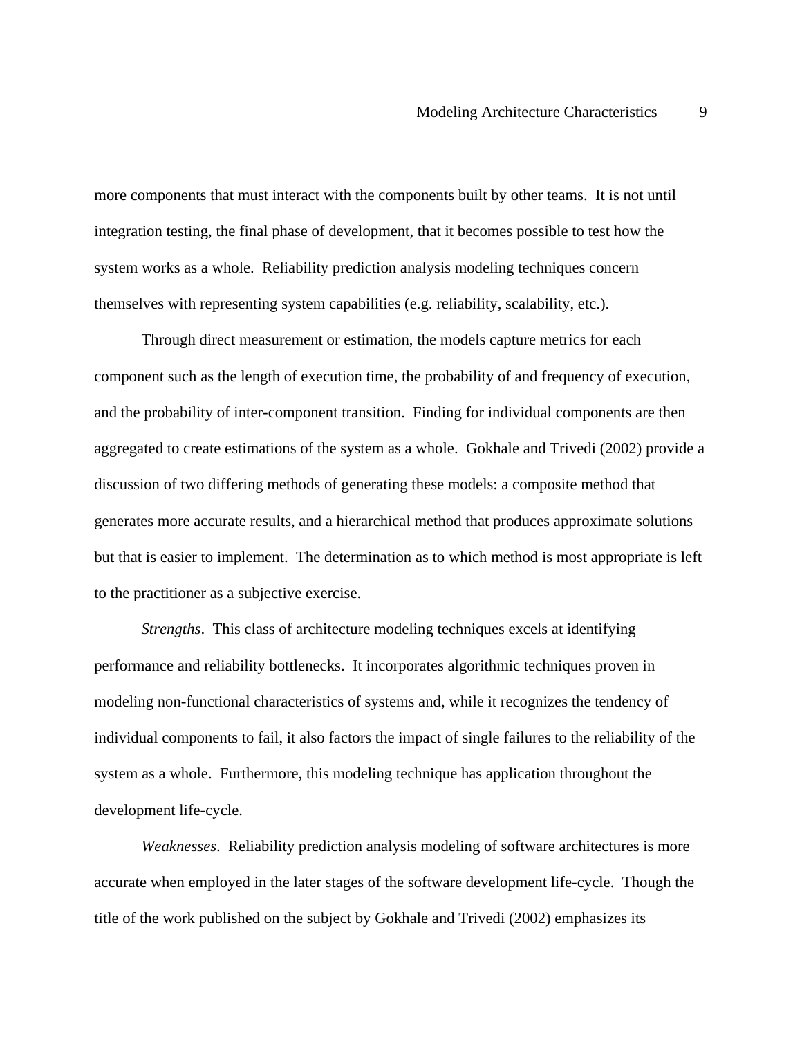more components that must interact with the components built by other teams. It is not until integration testing, the final phase of development, that it becomes possible to test how the system works as a whole. Reliability prediction analysis modeling techniques concern themselves with representing system capabilities (e.g. reliability, scalability, etc.).

Through direct measurement or estimation, the models capture metrics for each component such as the length of execution time, the probability of and frequency of execution, and the probability of inter-component transition. Finding for individual components are then aggregated to create estimations of the system as a whole. Gokhale and Trivedi (2002) provide a discussion of two differing methods of generating these models: a composite method that generates more accurate results, and a hierarchical method that produces approximate solutions but that is easier to implement. The determination as to which method is most appropriate is left to the practitioner as a subjective exercise.

*Strengths*. This class of architecture modeling techniques excels at identifying performance and reliability bottlenecks. It incorporates algorithmic techniques proven in modeling non-functional characteristics of systems and, while it recognizes the tendency of individual components to fail, it also factors the impact of single failures to the reliability of the system as a whole. Furthermore, this modeling technique has application throughout the development life-cycle.

*Weaknesses*. Reliability prediction analysis modeling of software architectures is more accurate when employed in the later stages of the software development life-cycle. Though the title of the work published on the subject by Gokhale and Trivedi (2002) emphasizes its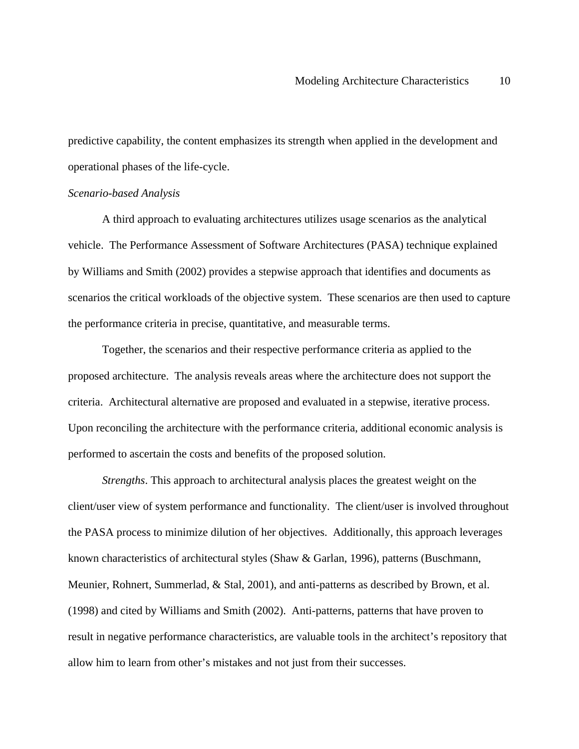predictive capability, the content emphasizes its strength when applied in the development and operational phases of the life-cycle.

*Scenario-based Analysis*

A third approach to evaluating architectures utilizes usage scenarios as the analytical vehicle. The Performance Assessment of Software Architectures (PASA) technique explained by Williams and Smith (2002) provides a stepwise approach that identifies and documents as scenarios the critical workloads of the objective system. These scenarios are then used to capture the performance criteria in precise, quantitative, and measurable terms.

Together, the scenarios and their respective performance criteria as applied to the proposed architecture. The analysis reveals areas where the architecture does not support the criteria. Architectural alternative are proposed and evaluated in a stepwise, iterative process. Upon reconciling the architecture with the performance criteria, additional economic analysis is performed to ascertain the costs and benefits of the proposed solution.

*Strengths*. This approach to architectural analysis places the greatest weight on the client/user view of system performance and functionality. The client/user is involved throughout the PASA process to minimize dilution of her objectives. Additionally, this approach leverages known characteristics of architectural styles (Shaw & Garlan, 1996), patterns (Buschmann, Meunier, Rohnert, Summerlad, & Stal, 2001), and anti-patterns as described by Brown, et al. (1998) and cited by Williams and Smith (2002). Anti-patterns, patterns that have proven to result in negative performance characteristics, are valuable tools in the architect's repository that allow him to learn from other's mistakes and not just from their successes.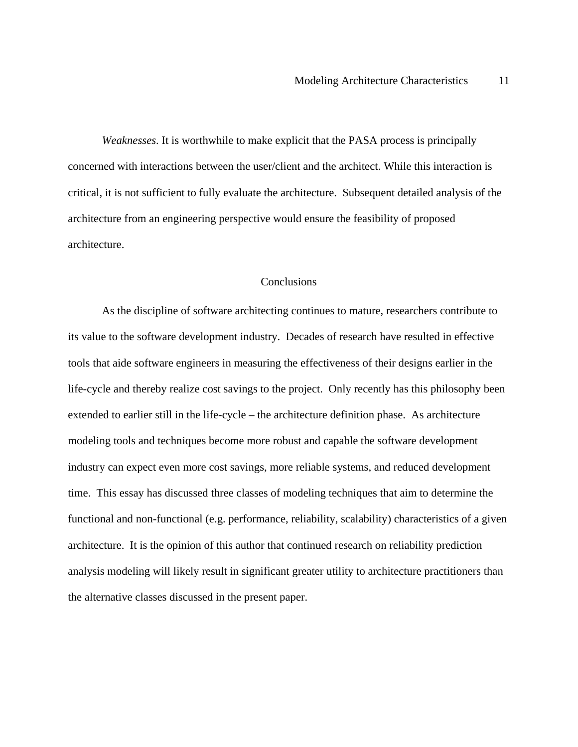*Weaknesses*. It is worthwhile to make explicit that the PASA process is principally concerned with interactions between the user/client and the architect. While this interaction is critical, it is not sufficient to fully evaluate the architecture. Subsequent detailed analysis of the architecture from an engineering perspective would ensure the feasibility of proposed architecture.

## Conclusions

As the discipline of software architecting continues to mature, researchers contribute to its value to the software development industry. Decades of research have resulted in effective tools that aide software engineers in measuring the effectiveness of their designs earlier in the life-cycle and thereby realize cost savings to the project. Only recently has this philosophy been extended to earlier still in the life-cycle – the architecture definition phase. As architecture modeling tools and techniques become more robust and capable the software development industry can expect even more cost savings, more reliable systems, and reduced development time. This essay has discussed three classes of modeling techniques that aim to determine the functional and non-functional (e.g. performance, reliability, scalability) characteristics of a given architecture. It is the opinion of this author that continued research on reliability prediction analysis modeling will likely result in significant greater utility to architecture practitioners than the alternative classes discussed in the present paper.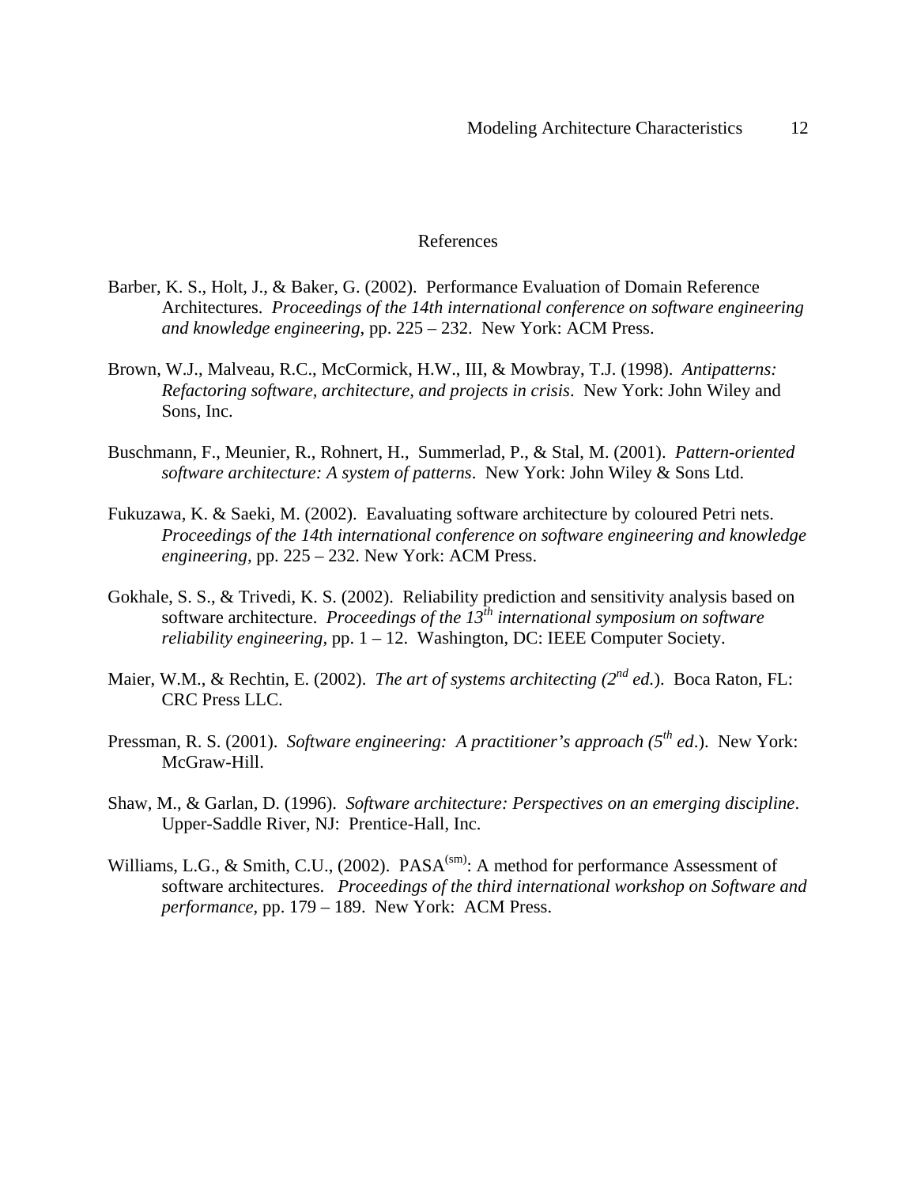# References

Barber, K. S., Holt, J., & Baker, G. (2002). Performance Evaluation of Domain Reference Architectures. *Proceedings of the 14th international conference on software engineering and knowledge engineering*, pp. 225 – 232. New York: ACM Press.

Brown, W.J., Malveau, R.C., McCormick, H.W., III, & Mowbray, T.J. (1998). *Antipatterns: Refactoring software, architecture, and projects in crisis*. New York: John Wiley and Sons, Inc.

Buschmann, F., Meunier, R., Rohnert, H., Summerlad, P., & Stal, M. (2001). *Pattern-oriented software architecture: A system of patterns*. New York: John Wiley & Sons Ltd.

Fukuzawa, K. & Saeki, M. (2002). Eavaluating software architecture by coloured Petri nets. *Proceedings of the 14th international conference on software engineering and knowledge engineering,* pp. 225 – 232. New York: ACM Press.

Gokhale, S. S., & Trivedi, K. S. (2002). Reliability prediction and sensitivity analysis based on software architecture. *Proceedings of the 13th international symposium on software reliability engineering,* pp. 1 – 12. Washington, DC: IEEE Computer Society.

Maier, W.M., & Rechtin, E. (2002). *The art of systems architecting (2nd ed.*). Boca Raton, FL: CRC Press LLC.

Pressman, R. S. (2001). *Software engineering: A practitioner's approach (5th ed*.). New York: McGraw-Hill.

Shaw, M., & Garlan, D. (1996). *Software architecture: Perspectives on an emerging discipline*. Upper-Saddle River, NJ: Prentice-Hall, Inc.

Williams, L.G., & Smith, C.U., (2002). PASA(sm): A method for performance Assessment of software architectures. *Proceedings of the third international workshop on Software and performance*, pp. 179 – 189. New York: ACM Press.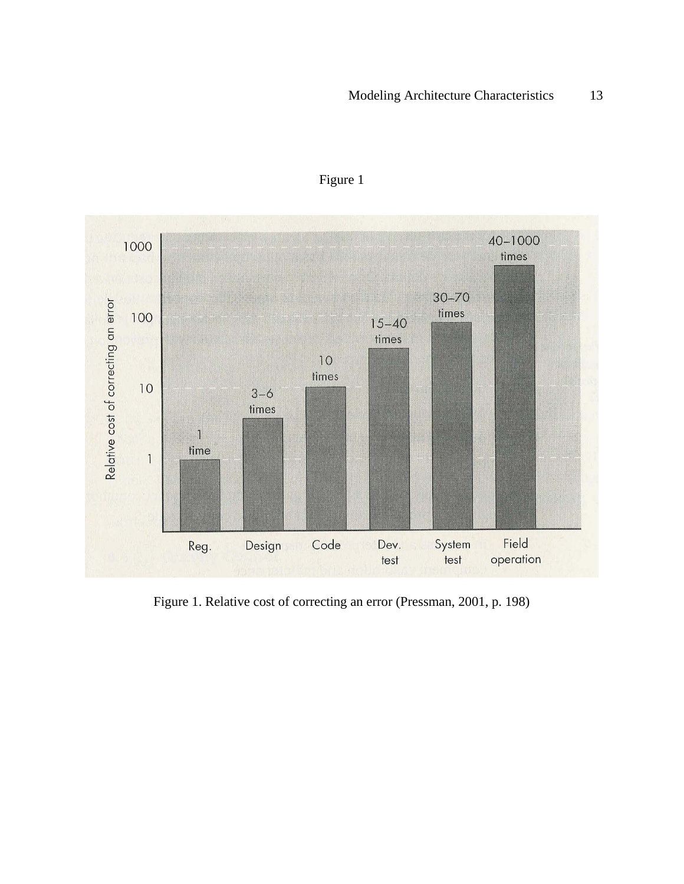Figure 1

Figure 1. Relative cost of correcting an error (Pressman, 2001, p. 198)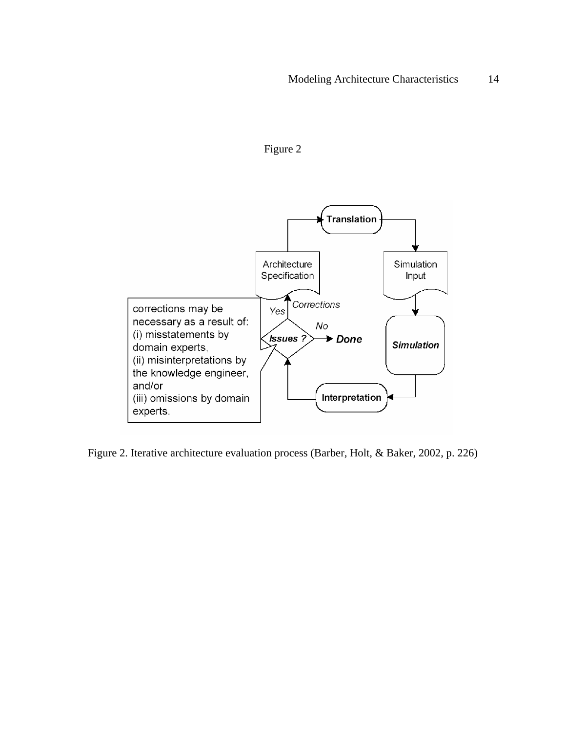Figure 2

Translation

Architecture Specification

Simulation Input

Simulation

Interpretation

Issues ?

Yes

No

Done

Corrections

corrections may be necessary as a result of:
(i) misstatements by domain experts,
(ii) misinterpretations by the knowledge engineer, and/or
(iii) omissions by domain experts.

Figure 2. Iterative architecture evaluation process (Barber, Holt, & Baker, 2002, p. 226)